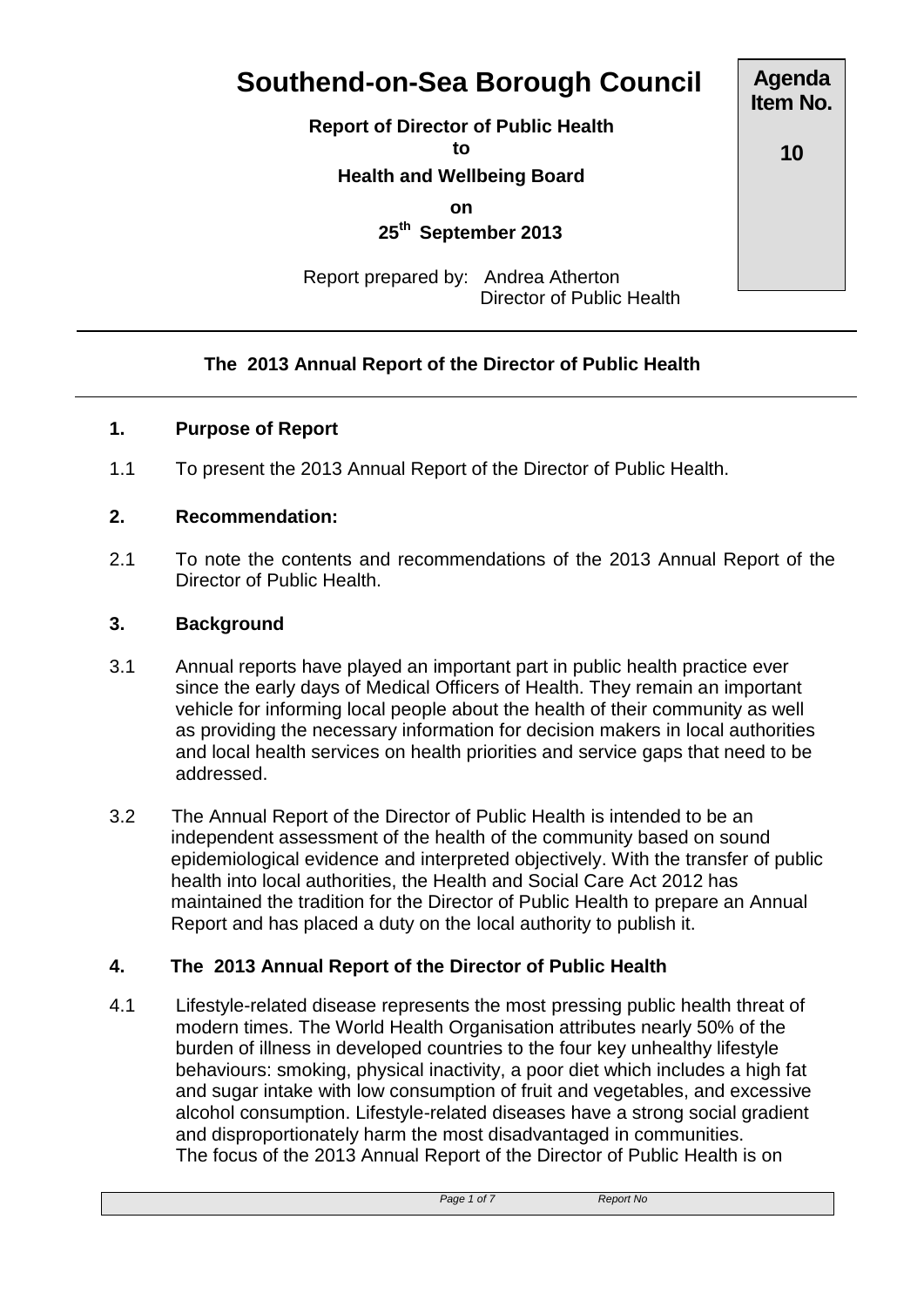# Southend-on-Sea Borough Council

**Report of Director of Public Health**

**to**

**Health and Wellbeing Board**

**on**

**25th September 2013**

Report prepared by: Andrea Atherton
Director of Public Health

**Agenda Item No.**

**10**

---

## The 2013 Annual Report of the Director of Public Health

---

### 1. Purpose of Report

1.1 To present the 2013 Annual Report of the Director of Public Health.

### 2. Recommendation:

2.1 To note the contents and recommendations of the 2013 Annual Report of the Director of Public Health.

### 3. Background

3.1 Annual reports have played an important part in public health practice ever since the early days of Medical Officers of Health. They remain an important vehicle for informing local people about the health of their community as well as providing the necessary information for decision makers in local authorities and local health services on health priorities and service gaps that need to be addressed.

3.2 The Annual Report of the Director of Public Health is intended to be an independent assessment of the health of the community based on sound epidemiological evidence and interpreted objectively. With the transfer of public health into local authorities, the Health and Social Care Act 2012 has maintained the tradition for the Director of Public Health to prepare an Annual Report and has placed a duty on the local authority to publish it.

### 4. The 2013 Annual Report of the Director of Public Health

4.1 Lifestyle-related disease represents the most pressing public health threat of modern times. The World Health Organisation attributes nearly 50% of the burden of illness in developed countries to the four key unhealthy lifestyle behaviours: smoking, physical inactivity, a poor diet which includes a high fat and sugar intake with low consumption of fruit and vegetables, and excessive alcohol consumption. Lifestyle-related diseases have a strong social gradient and disproportionately harm the most disadvantaged in communities. The focus of the 2013 Annual Report of the Director of Public Health is on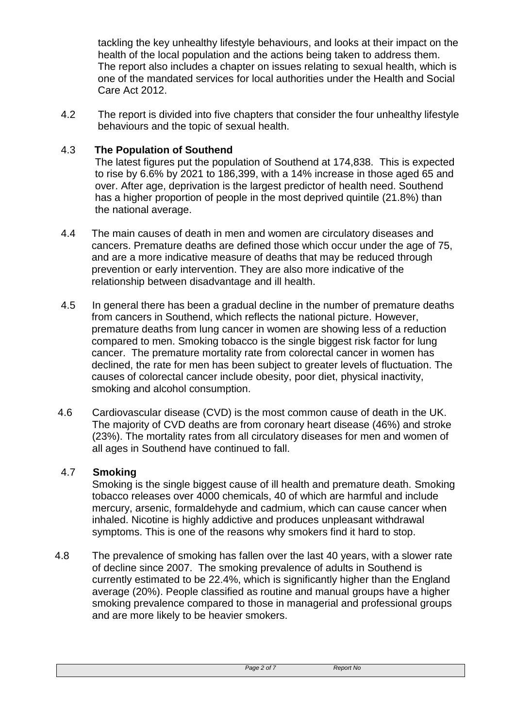tackling the key unhealthy lifestyle behaviours, and looks at their impact on the health of the local population and the actions being taken to address them. The report also includes a chapter on issues relating to sexual health, which is one of the mandated services for local authorities under the Health and Social Care Act 2012.

4.2 The report is divided into five chapters that consider the four unhealthy lifestyle behaviours and the topic of sexual health.

4.3 **The Population of Southend**

The latest figures put the population of Southend at 174,838. This is expected to rise by 6.6% by 2021 to 186,399, with a 14% increase in those aged 65 and over. After age, deprivation is the largest predictor of health need. Southend has a higher proportion of people in the most deprived quintile (21.8%) than the national average.

4.4 The main causes of death in men and women are circulatory diseases and cancers. Premature deaths are defined those which occur under the age of 75, and are a more indicative measure of deaths that may be reduced through prevention or early intervention. They are also more indicative of the relationship between disadvantage and ill health.

4.5 In general there has been a gradual decline in the number of premature deaths from cancers in Southend, which reflects the national picture. However, premature deaths from lung cancer in women are showing less of a reduction compared to men. Smoking tobacco is the single biggest risk factor for lung cancer. The premature mortality rate from colorectal cancer in women has declined, the rate for men has been subject to greater levels of fluctuation. The causes of colorectal cancer include obesity, poor diet, physical inactivity, smoking and alcohol consumption.

4.6 Cardiovascular disease (CVD) is the most common cause of death in the UK. The majority of CVD deaths are from coronary heart disease (46%) and stroke (23%). The mortality rates from all circulatory diseases for men and women of all ages in Southend have continued to fall.

4.7 **Smoking**

Smoking is the single biggest cause of ill health and premature death. Smoking tobacco releases over 4000 chemicals, 40 of which are harmful and include mercury, arsenic, formaldehyde and cadmium, which can cause cancer when inhaled. Nicotine is highly addictive and produces unpleasant withdrawal symptoms. This is one of the reasons why smokers find it hard to stop.

4.8 The prevalence of smoking has fallen over the last 40 years, with a slower rate of decline since 2007. The smoking prevalence of adults in Southend is currently estimated to be 22.4%, which is significantly higher than the England average (20%). People classified as routine and manual groups have a higher smoking prevalence compared to those in managerial and professional groups and are more likely to be heavier smokers.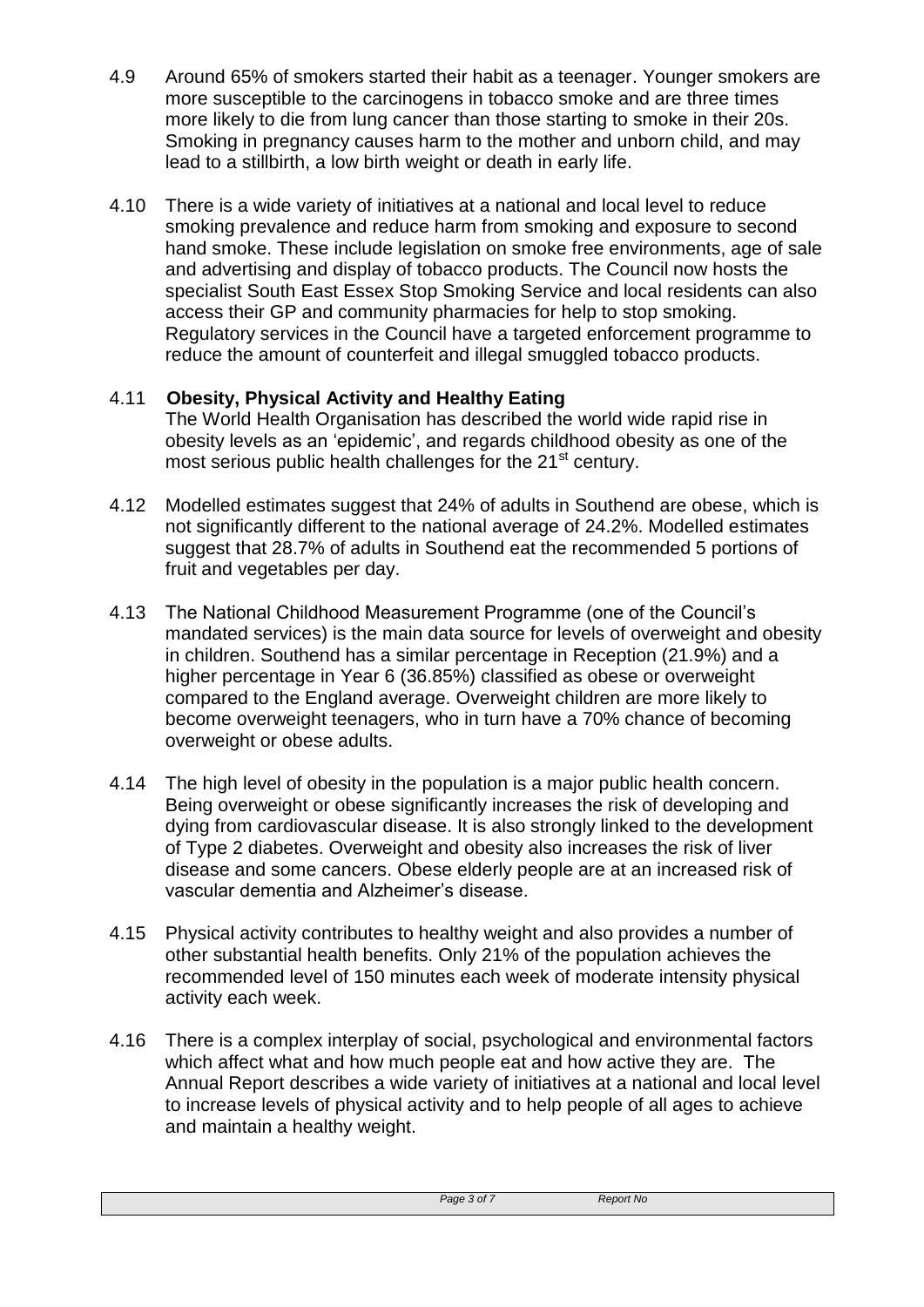4.9 Around 65% of smokers started their habit as a teenager. Younger smokers are more susceptible to the carcinogens in tobacco smoke and are three times more likely to die from lung cancer than those starting to smoke in their 20s. Smoking in pregnancy causes harm to the mother and unborn child, and may lead to a stillbirth, a low birth weight or death in early life.

4.10 There is a wide variety of initiatives at a national and local level to reduce smoking prevalence and reduce harm from smoking and exposure to second hand smoke. These include legislation on smoke free environments, age of sale and advertising and display of tobacco products. The Council now hosts the specialist South East Essex Stop Smoking Service and local residents can also access their GP and community pharmacies for help to stop smoking. Regulatory services in the Council have a targeted enforcement programme to reduce the amount of counterfeit and illegal smuggled tobacco products.

4.11 **Obesity, Physical Activity and Healthy Eating**

The World Health Organisation has described the world wide rapid rise in obesity levels as an 'epidemic', and regards childhood obesity as one of the most serious public health challenges for the 21st century.

4.12 Modelled estimates suggest that 24% of adults in Southend are obese, which is not significantly different to the national average of 24.2%. Modelled estimates suggest that 28.7% of adults in Southend eat the recommended 5 portions of fruit and vegetables per day.

4.13 The National Childhood Measurement Programme (one of the Council's mandated services) is the main data source for levels of overweight and obesity in children. Southend has a similar percentage in Reception (21.9%) and a higher percentage in Year 6 (36.85%) classified as obese or overweight compared to the England average. Overweight children are more likely to become overweight teenagers, who in turn have a 70% chance of becoming overweight or obese adults.

4.14 The high level of obesity in the population is a major public health concern. Being overweight or obese significantly increases the risk of developing and dying from cardiovascular disease. It is also strongly linked to the development of Type 2 diabetes. Overweight and obesity also increases the risk of liver disease and some cancers. Obese elderly people are at an increased risk of vascular dementia and Alzheimer's disease.

4.15 Physical activity contributes to healthy weight and also provides a number of other substantial health benefits. Only 21% of the population achieves the recommended level of 150 minutes each week of moderate intensity physical activity each week.

4.16 There is a complex interplay of social, psychological and environmental factors which affect what and how much people eat and how active they are. The Annual Report describes a wide variety of initiatives at a national and local level to increase levels of physical activity and to help people of all ages to achieve and maintain a healthy weight.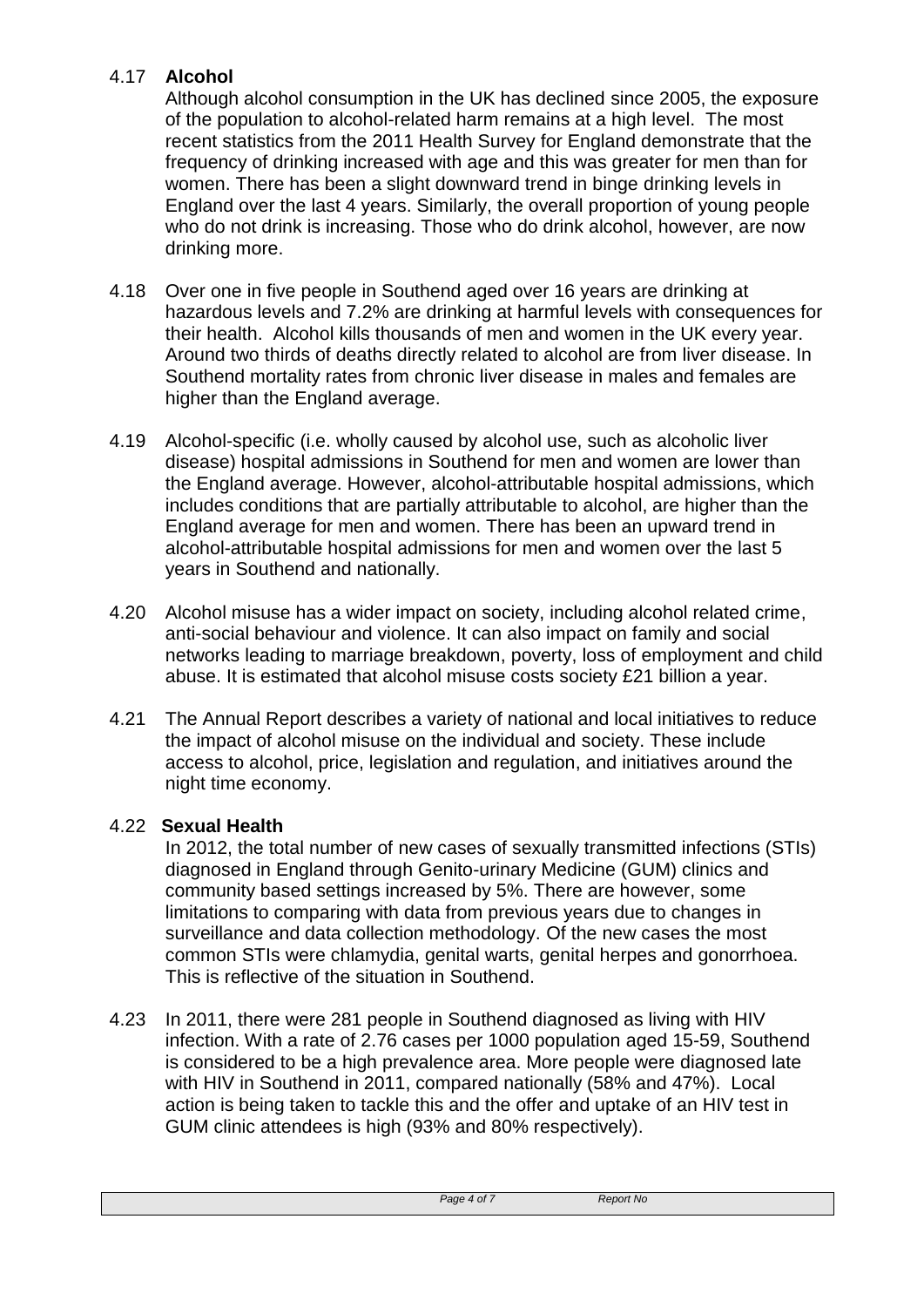4.17 **Alcohol**

Although alcohol consumption in the UK has declined since 2005, the exposure of the population to alcohol-related harm remains at a high level. The most recent statistics from the 2011 Health Survey for England demonstrate that the frequency of drinking increased with age and this was greater for men than for women. There has been a slight downward trend in binge drinking levels in England over the last 4 years. Similarly, the overall proportion of young people who do not drink is increasing. Those who do drink alcohol, however, are now drinking more.

4.18 Over one in five people in Southend aged over 16 years are drinking at hazardous levels and 7.2% are drinking at harmful levels with consequences for their health. Alcohol kills thousands of men and women in the UK every year. Around two thirds of deaths directly related to alcohol are from liver disease. In Southend mortality rates from chronic liver disease in males and females are higher than the England average.

4.19 Alcohol-specific (i.e. wholly caused by alcohol use, such as alcoholic liver disease) hospital admissions in Southend for men and women are lower than the England average. However, alcohol-attributable hospital admissions, which includes conditions that are partially attributable to alcohol, are higher than the England average for men and women. There has been an upward trend in alcohol-attributable hospital admissions for men and women over the last 5 years in Southend and nationally.

4.20 Alcohol misuse has a wider impact on society, including alcohol related crime, anti-social behaviour and violence. It can also impact on family and social networks leading to marriage breakdown, poverty, loss of employment and child abuse. It is estimated that alcohol misuse costs society £21 billion a year.

4.21 The Annual Report describes a variety of national and local initiatives to reduce the impact of alcohol misuse on the individual and society. These include access to alcohol, price, legislation and regulation, and initiatives around the night time economy.

4.22 **Sexual Health**

In 2012, the total number of new cases of sexually transmitted infections (STIs) diagnosed in England through Genito-urinary Medicine (GUM) clinics and community based settings increased by 5%. There are however, some limitations to comparing with data from previous years due to changes in surveillance and data collection methodology. Of the new cases the most common STIs were chlamydia, genital warts, genital herpes and gonorrhoea. This is reflective of the situation in Southend.

4.23 In 2011, there were 281 people in Southend diagnosed as living with HIV infection. With a rate of 2.76 cases per 1000 population aged 15-59, Southend is considered to be a high prevalence area. More people were diagnosed late with HIV in Southend in 2011, compared nationally (58% and 47%). Local action is being taken to tackle this and the offer and uptake of an HIV test in GUM clinic attendees is high (93% and 80% respectively).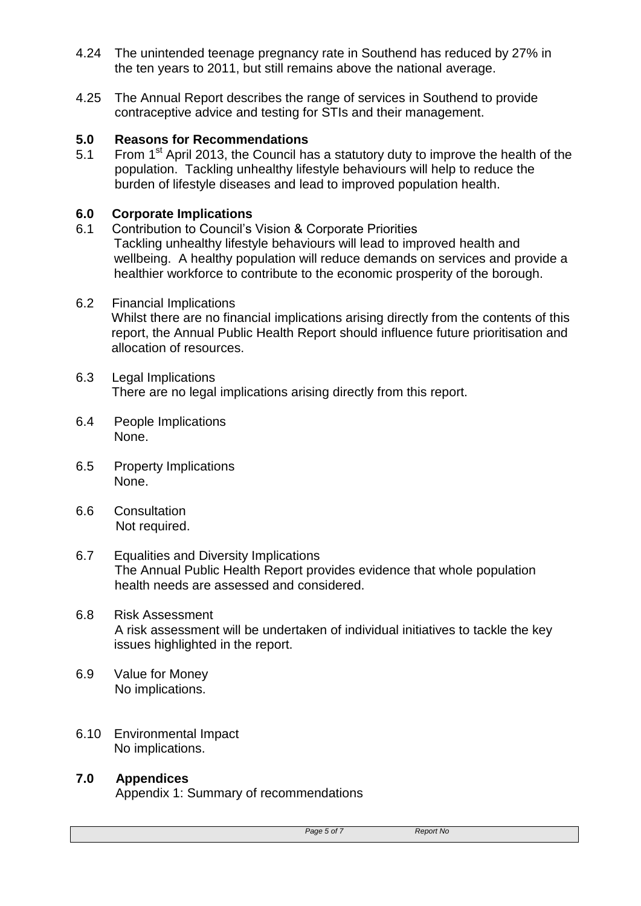4.24 The unintended teenage pregnancy rate in Southend has reduced by 27% in the ten years to 2011, but still remains above the national average.

4.25 The Annual Report describes the range of services in Southend to provide contraceptive advice and testing for STIs and their management.

## 5.0 Reasons for Recommendations

5.1 From 1st April 2013, the Council has a statutory duty to improve the health of the population. Tackling unhealthy lifestyle behaviours will help to reduce the burden of lifestyle diseases and lead to improved population health.

## 6.0 Corporate Implications

6.1 Contribution to Council's Vision & Corporate Priorities
Tackling unhealthy lifestyle behaviours will lead to improved health and wellbeing. A healthy population will reduce demands on services and provide a healthier workforce to contribute to the economic prosperity of the borough.

6.2 Financial Implications
Whilst there are no financial implications arising directly from the contents of this report, the Annual Public Health Report should influence future prioritisation and allocation of resources.

6.3 Legal Implications
There are no legal implications arising directly from this report.

6.4 People Implications
None.

6.5 Property Implications
None.

6.6 Consultation
Not required.

6.7 Equalities and Diversity Implications
The Annual Public Health Report provides evidence that whole population health needs are assessed and considered.

6.8 Risk Assessment
A risk assessment will be undertaken of individual initiatives to tackle the key issues highlighted in the report.

6.9 Value for Money
No implications.

6.10 Environmental Impact
No implications.

## 7.0 Appendices

Appendix 1: Summary of recommendations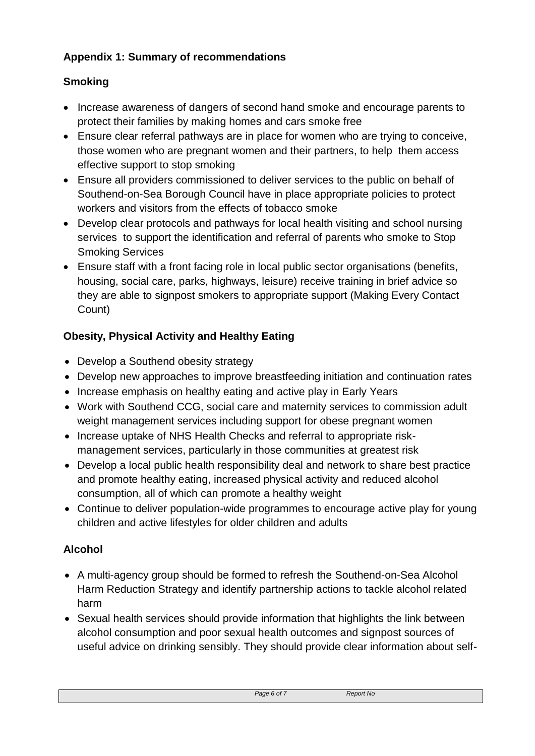**Appendix 1: Summary of recommendations**

**Smoking**

- Increase awareness of dangers of second hand smoke and encourage parents to protect their families by making homes and cars smoke free
- Ensure clear referral pathways are in place for women who are trying to conceive, those women who are pregnant women and their partners, to help them access effective support to stop smoking
- Ensure all providers commissioned to deliver services to the public on behalf of Southend-on-Sea Borough Council have in place appropriate policies to protect workers and visitors from the effects of tobacco smoke
- Develop clear protocols and pathways for local health visiting and school nursing services to support the identification and referral of parents who smoke to Stop Smoking Services
- Ensure staff with a front facing role in local public sector organisations (benefits, housing, social care, parks, highways, leisure) receive training in brief advice so they are able to signpost smokers to appropriate support (Making Every Contact Count)

**Obesity, Physical Activity and Healthy Eating**

- Develop a Southend obesity strategy
- Develop new approaches to improve breastfeeding initiation and continuation rates
- Increase emphasis on healthy eating and active play in Early Years
- Work with Southend CCG, social care and maternity services to commission adult weight management services including support for obese pregnant women
- Increase uptake of NHS Health Checks and referral to appropriate risk-management services, particularly in those communities at greatest risk
- Develop a local public health responsibility deal and network to share best practice and promote healthy eating, increased physical activity and reduced alcohol consumption, all of which can promote a healthy weight
- Continue to deliver population-wide programmes to encourage active play for young children and active lifestyles for older children and adults

**Alcohol**

- A multi-agency group should be formed to refresh the Southend-on-Sea Alcohol Harm Reduction Strategy and identify partnership actions to tackle alcohol related harm
- Sexual health services should provide information that highlights the link between alcohol consumption and poor sexual health outcomes and signpost sources of useful advice on drinking sensibly. They should provide clear information about self-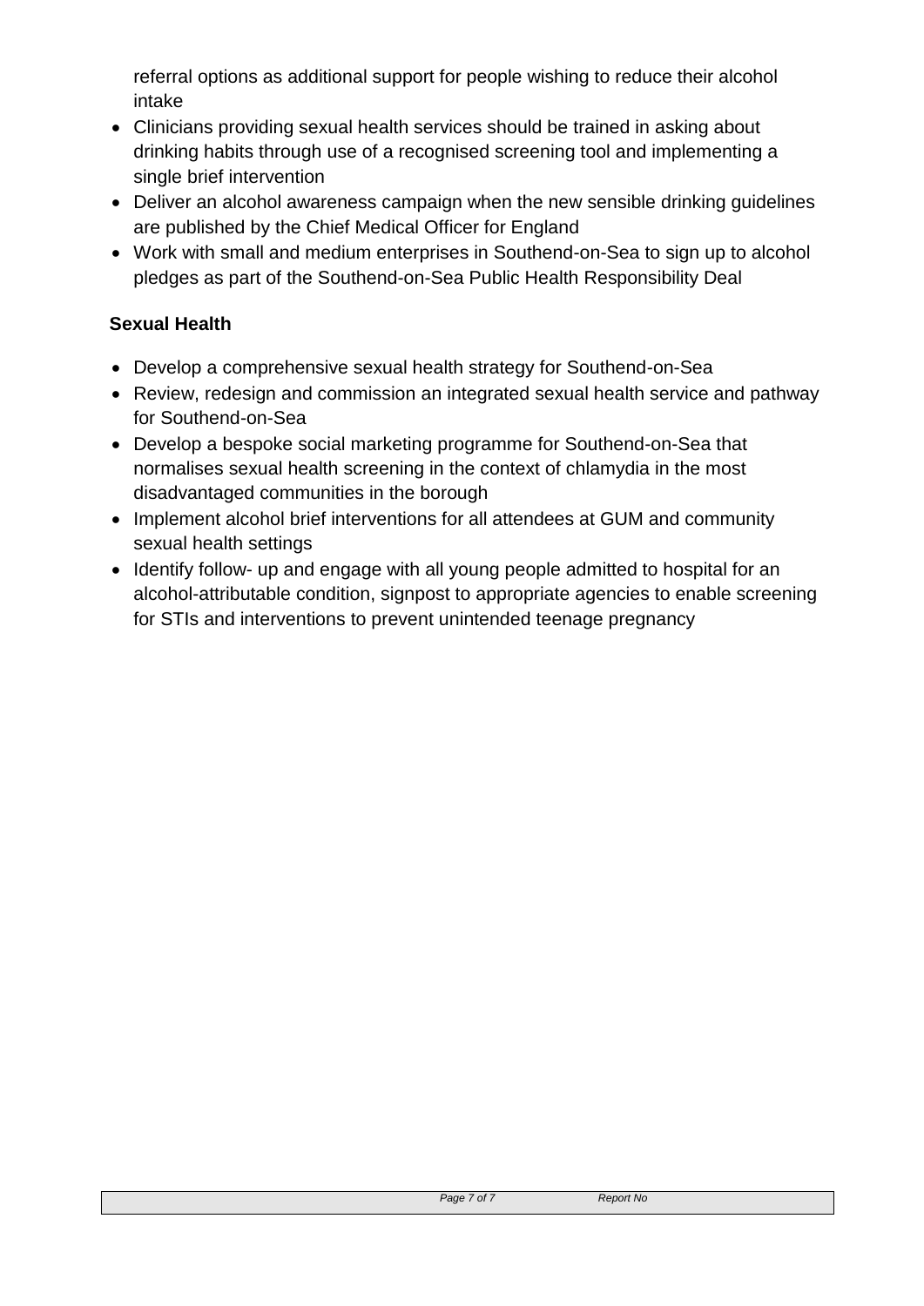referral options as additional support for people wishing to reduce their alcohol intake

- Clinicians providing sexual health services should be trained in asking about drinking habits through use of a recognised screening tool and implementing a single brief intervention
- Deliver an alcohol awareness campaign when the new sensible drinking guidelines are published by the Chief Medical Officer for England
- Work with small and medium enterprises in Southend-on-Sea to sign up to alcohol pledges as part of the Southend-on-Sea Public Health Responsibility Deal

**Sexual Health**

- Develop a comprehensive sexual health strategy for Southend-on-Sea
- Review, redesign and commission an integrated sexual health service and pathway for Southend-on-Sea
- Develop a bespoke social marketing programme for Southend-on-Sea that normalises sexual health screening in the context of chlamydia in the most disadvantaged communities in the borough
- Implement alcohol brief interventions for all attendees at GUM and community sexual health settings
- Identify follow- up and engage with all young people admitted to hospital for an alcohol-attributable condition, signpost to appropriate agencies to enable screening for STIs and interventions to prevent unintended teenage pregnancy